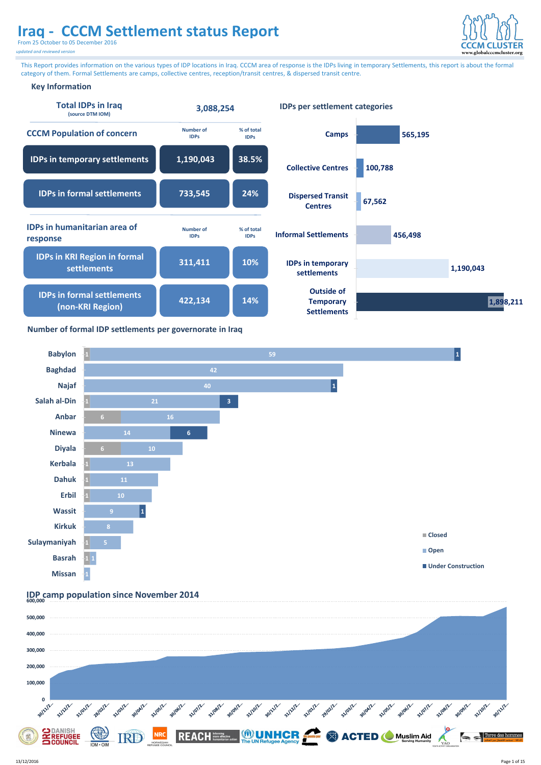# Iraq - CCCM Settlement status Report

From 25 October to 05 December 2016

*updated and reviewed version*

CCCM CLUSTER
www.globalcccmcluster.org

This Report provides information on the various types of IDP locations in Iraq. CCCM area of response is the IDPs living in temporary Settlements, this report is about the formal category of them. Formal Settlements are camps, collective centres, reception/transit centres, & dispersed transit centre.

## Key Information

| Total IDPs in Iraq (source DTM IOM) | 3,088,254 | |
|---|---|---|
| **CCCM Population of concern** | **Number of IDPs** | **% of total IDPs** |
| IDPs in temporary settlements | 1,190,043 | 38.5% |
| IDPs in formal settlements | 733,545 | 24% |
| **IDPs in humanitarian area of response** | **Number of IDPs** | **% of total IDPs** |
| IDPs in KRI Region in formal settlements | 311,411 | 10% |
| IDPs in formal settlements (non-KRI Region) | 422,134 | 14% |

## IDPs per settlement categories

| Category | IDPs |
|---|---|
| Camps | 565,195 |
| Collective Centres | 100,788 |
| Dispersed Transit Centres | 67,562 |
| Informal Settlements | 456,498 |
| IDPs in temporary settlements | 1,190,043 |
| Outside of Temporary Settlements | 1,898,211 |

## Number of formal IDP settlements per governorate in Iraq

| Governorate | Closed | Open | Under Construction |
|---|---|---|---|
| Babylon | 1 | 59 | 1 |
| Baghdad | | 42 | |
| Najaf | | 40 | 1 |
| Salah al-Din | 1 | 21 | 3 |
| Anbar | 6 | 16 | |
| Ninewa | | 14 | 6 |
| Diyala | 6 | 10 | |
| Kerbala | 1 | 13 | |
| Dahuk | 1 | 11 | |
| Erbil | 1 | 10 | |
| Wassit | | 9 | 1 |
| Kirkuk | | 8 | |
| Sulaymaniyah | 1 | 5 | |
| Basrah | 1 | 1 | |
| Missan | | 1 | |

## IDP camp population since November 2014

Y-axis: 0 – 600,000. X-axis dates: 30/11/2..., 31/12/2..., 31/01/2..., 28/02/2..., 31/03/2..., 30/04/2..., 31/05/2..., 30/06/2..., 31/07/2..., 31/08/2..., 30/09/2..., 31/10/2..., 30/11/2..., 31/12/2..., 31/01/2..., 29/02/2..., 31/03/2..., 30/04/2..., 31/05/2..., 30/06/2..., 31/07/2..., 31/08/2..., 30/09/2..., 31/10/2..., 30/11/2...

DANISH REFUGEE COUNCIL · IOM • OIM · IRD · NRC NORWEGIAN REFUGEE COUNCIL · REACH · UNHCR The UN Refugee Agency · ACTED · Muslim Aid Serving Humanity · YAO · Terre des hommes

13/12/2016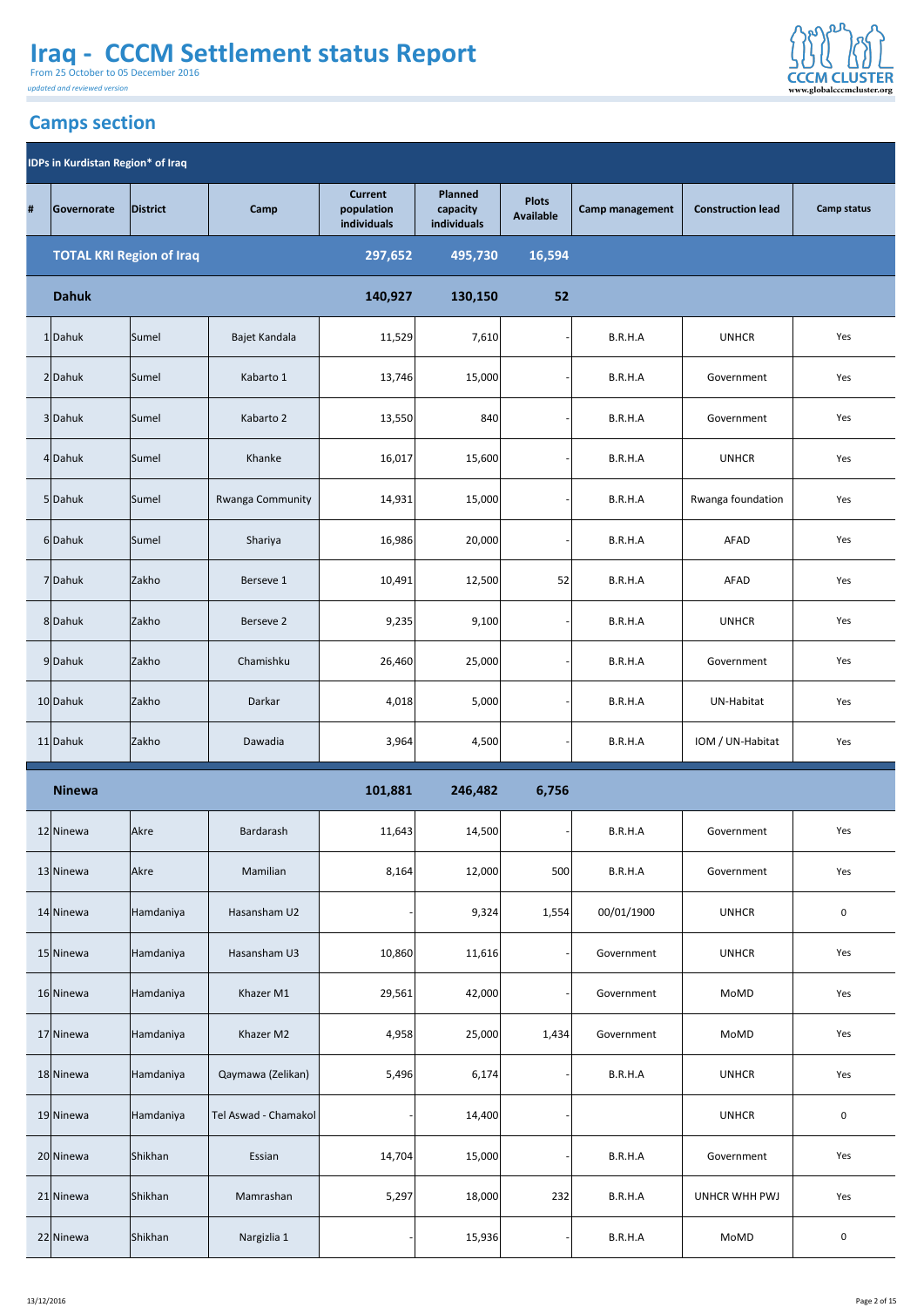# Iraq - CCCM Settlement status Report

From 25 October to 05 December 2016

*updated and reviewed version*

## Camps section

| # | Governorate | District | Camp | Current population individuals | Planned capacity individuals | Plots Available | Camp management | Construction lead | Camp status |
|---|---|---|---|---|---|---|---|---|---|
| **IDPs in Kurdistan Region* of Iraq** | | | | | | | | | |
| | **TOTAL KRI Region of Iraq** | | | **297,652** | **495,730** | **16,594** | | | |
| | **Dahuk** | | | **140,927** | **130,150** | **52** | | | |
| 1 | Dahuk | Sumel | Bajet Kandala | 11,529 | 7,610 | - | B.R.H.A | UNHCR | Yes |
| 2 | Dahuk | Sumel | Kabarto 1 | 13,746 | 15,000 | - | B.R.H.A | Government | Yes |
| 3 | Dahuk | Sumel | Kabarto 2 | 13,550 | 840 | - | B.R.H.A | Government | Yes |
| 4 | Dahuk | Sumel | Khanke | 16,017 | 15,600 | - | B.R.H.A | UNHCR | Yes |
| 5 | Dahuk | Sumel | Rwanga Community | 14,931 | 15,000 | - | B.R.H.A | Rwanga foundation | Yes |
| 6 | Dahuk | Sumel | Shariya | 16,986 | 20,000 | - | B.R.H.A | AFAD | Yes |
| 7 | Dahuk | Zakho | Berseve 1 | 10,491 | 12,500 | 52 | B.R.H.A | AFAD | Yes |
| 8 | Dahuk | Zakho | Berseve 2 | 9,235 | 9,100 | - | B.R.H.A | UNHCR | Yes |
| 9 | Dahuk | Zakho | Chamishku | 26,460 | 25,000 | - | B.R.H.A | Government | Yes |
| 10 | Dahuk | Zakho | Darkar | 4,018 | 5,000 | - | B.R.H.A | UN-Habitat | Yes |
| 11 | Dahuk | Zakho | Dawadia | 3,964 | 4,500 | - | B.R.H.A | IOM / UN-Habitat | Yes |
| | **Ninewa** | | | **101,881** | **246,482** | **6,756** | | | |
| 12 | Ninewa | Akre | Bardarash | 11,643 | 14,500 | - | B.R.H.A | Government | Yes |
| 13 | Ninewa | Akre | Mamilian | 8,164 | 12,000 | 500 | B.R.H.A | Government | Yes |
| 14 | Ninewa | Hamdaniya | Hasansham U2 | - | 9,324 | 1,554 | 00/01/1900 | UNHCR | 0 |
| 15 | Ninewa | Hamdaniya | Hasansham U3 | 10,860 | 11,616 | - | Government | UNHCR | Yes |
| 16 | Ninewa | Hamdaniya | Khazer M1 | 29,561 | 42,000 | - | Government | MoMD | Yes |
| 17 | Ninewa | Hamdaniya | Khazer M2 | 4,958 | 25,000 | 1,434 | Government | MoMD | Yes |
| 18 | Ninewa | Hamdaniya | Qaymawa (Zelikan) | 5,496 | 6,174 | - | B.R.H.A | UNHCR | Yes |
| 19 | Ninewa | Hamdaniya | Tel Aswad - Chamakol | - | 14,400 | - | | UNHCR | 0 |
| 20 | Ninewa | Shikhan | Essian | 14,704 | 15,000 | - | B.R.H.A | Government | Yes |
| 21 | Ninewa | Shikhan | Mamrashan | 5,297 | 18,000 | 232 | B.R.H.A | UNHCR WHH PWJ | Yes |
| 22 | Ninewa | Shikhan | Nargizlia 1 | - | 15,936 | - | B.R.H.A | MoMD | 0 |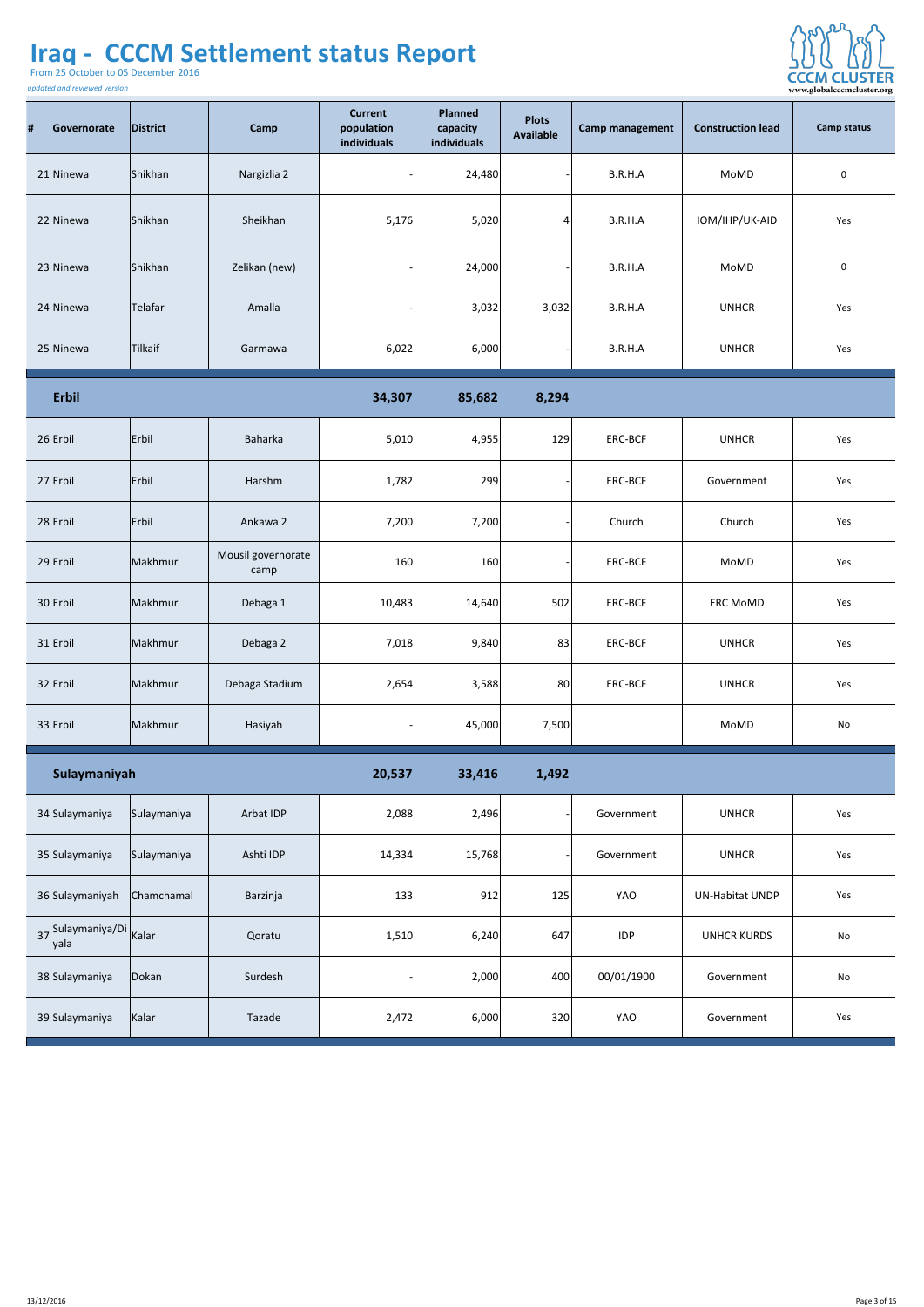# Iraq - CCCM Settlement status Report

From 25 October to 05 December 2016

*updated and reviewed version*

| # | Governorate | District | Camp | Current population individuals | Planned capacity individuals | Plots Available | Camp management | Construction lead | Camp status |
|---|---|---|---|---|---|---|---|---|---|
| 21 | Ninewa | Shikhan | Nargizlia 2 | - | 24,480 | - | B.R.H.A | MoMD | 0 |
| 22 | Ninewa | Shikhan | Sheikhan | 5,176 | 5,020 | 4 | B.R.H.A | IOM/IHP/UK-AID | Yes |
| 23 | Ninewa | Shikhan | Zelikan (new) | - | 24,000 | - | B.R.H.A | MoMD | 0 |
| 24 | Ninewa | Telafar | Amalla | - | 3,032 | 3,032 | B.R.H.A | UNHCR | Yes |
| 25 | Ninewa | Tilkaif | Garmawa | 6,022 | 6,000 | - | B.R.H.A | UNHCR | Yes |
| | **Erbil** | | | **34,307** | **85,682** | **8,294** | | | |
| 26 | Erbil | Erbil | Baharka | 5,010 | 4,955 | 129 | ERC-BCF | UNHCR | Yes |
| 27 | Erbil | Erbil | Harshm | 1,782 | 299 | - | ERC-BCF | Government | Yes |
| 28 | Erbil | Erbil | Ankawa 2 | 7,200 | 7,200 | - | Church | Church | Yes |
| 29 | Erbil | Makhmur | Mousil governorate camp | 160 | 160 | - | ERC-BCF | MoMD | Yes |
| 30 | Erbil | Makhmur | Debaga 1 | 10,483 | 14,640 | 502 | ERC-BCF | ERC MoMD | Yes |
| 31 | Erbil | Makhmur | Debaga 2 | 7,018 | 9,840 | 83 | ERC-BCF | UNHCR | Yes |
| 32 | Erbil | Makhmur | Debaga Stadium | 2,654 | 3,588 | 80 | ERC-BCF | UNHCR | Yes |
| 33 | Erbil | Makhmur | Hasiyah | - | 45,000 | 7,500 | | MoMD | No |
| | **Sulaymaniyah** | | | **20,537** | **33,416** | **1,492** | | | |
| 34 | Sulaymaniya | Sulaymaniya | Arbat IDP | 2,088 | 2,496 | - | Government | UNHCR | Yes |
| 35 | Sulaymaniya | Sulaymaniya | Ashti IDP | 14,334 | 15,768 | - | Government | UNHCR | Yes |
| 36 | Sulaymaniyah | Chamchamal | Barzinja | 133 | 912 | 125 | YAO | UN-Habitat UNDP | Yes |
| 37 | Sulaymaniya/Diyala | Kalar | Qoratu | 1,510 | 6,240 | 647 | IDP | UNHCR KURDS | No |
| 38 | Sulaymaniya | Dokan | Surdesh | - | 2,000 | 400 | 00/01/1900 | Government | No |
| 39 | Sulaymaniya | Kalar | Tazade | 2,472 | 6,000 | 320 | YAO | Government | Yes |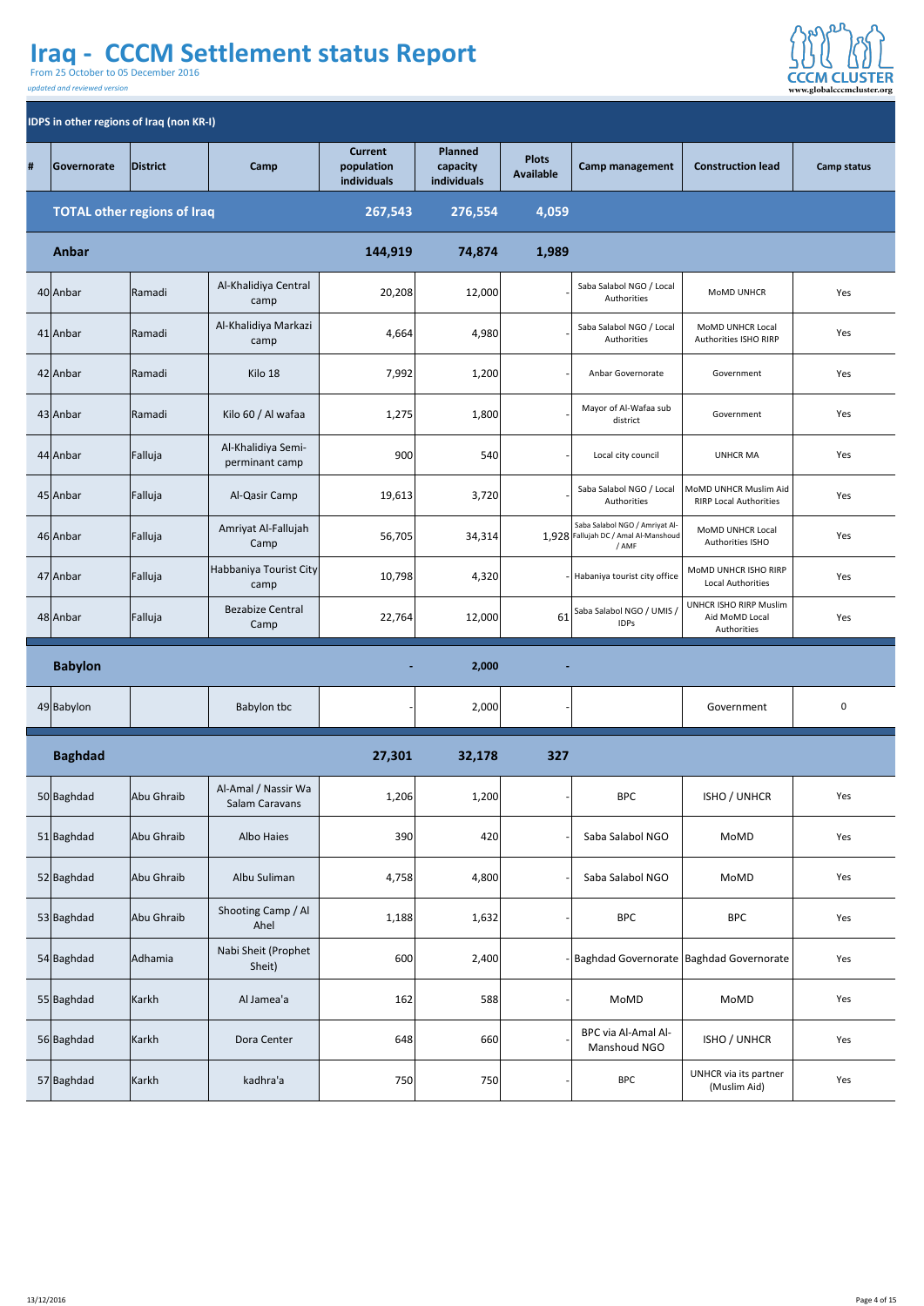# Iraq - CCCM Settlement status Report

From 25 October to 05 December 2016

*updated and reviewed version*

CCCM CLUSTER www.globalcccmcluster.org

## IDPS in other regions of Iraq (non KR-I)

| # | Governorate | District | Camp | Current population individuals | Planned capacity individuals | Plots Available | Camp management | Construction lead | Camp status |
|---|---|---|---|---|---|---|---|---|---|
| | **TOTAL other regions of Iraq** | | | **267,543** | **276,554** | **4,059** | | | |
| | **Anbar** | | | **144,919** | **74,874** | **1,989** | | | |
| 40 | Anbar | Ramadi | Al-Khalidiya Central camp | 20,208 | 12,000 | - | Saba Salabol NGO / Local Authorities | MoMD UNHCR | Yes |
| 41 | Anbar | Ramadi | Al-Khalidiya Markazi camp | 4,664 | 4,980 | - | Saba Salabol NGO / Local Authorities | MoMD UNHCR Local Authorities ISHO RIRP | Yes |
| 42 | Anbar | Ramadi | Kilo 18 | 7,992 | 1,200 | - | Anbar Governorate | Government | Yes |
| 43 | Anbar | Ramadi | Kilo 60 / Al wafaa | 1,275 | 1,800 | - | Mayor of Al-Wafaa sub district | Government | Yes |
| 44 | Anbar | Falluja | Al-Khalidiya Semi-perminant camp | 900 | 540 | - | Local city council | UNHCR MA | Yes |
| 45 | Anbar | Falluja | Al-Qasir Camp | 19,613 | 3,720 | - | Saba Salabol NGO / Local Authorities | MoMD UNHCR Muslim Aid RIRP Local Authorities | Yes |
| 46 | Anbar | Falluja | Amriyat Al-Fallujah Camp | 56,705 | 34,314 | 1,928 | Saba Salabol NGO / Amriyat Al-Fallujah DC / Amal Al-Manshoud / AMF | MoMD UNHCR Local Authorities ISHO | Yes |
| 47 | Anbar | Falluja | Habbaniya Tourist City camp | 10,798 | 4,320 | - | Habaniya tourist city office | MoMD UNHCR ISHO RIRP Local Authorities | Yes |
| 48 | Anbar | Falluja | Bezabize Central Camp | 22,764 | 12,000 | 61 | Saba Salabol NGO / UMIS / IDPs | UNHCR ISHO RIRP Muslim Aid MoMD Local Authorities | Yes |
| | **Babylon** | | | **-** | **2,000** | **-** | | | |
| 49 | Babylon | | Babylon tbc | - | 2,000 | - | | Government | 0 |
| | **Baghdad** | | | **27,301** | **32,178** | **327** | | | |
| 50 | Baghdad | Abu Ghraib | Al-Amal / Nassir Wa Salam Caravans | 1,206 | 1,200 | - | BPC | ISHO / UNHCR | Yes |
| 51 | Baghdad | Abu Ghraib | Albo Haies | 390 | 420 | - | Saba Salabol NGO | MoMD | Yes |
| 52 | Baghdad | Abu Ghraib | Albu Suliman | 4,758 | 4,800 | - | Saba Salabol NGO | MoMD | Yes |
| 53 | Baghdad | Abu Ghraib | Shooting Camp / Al Ahel | 1,188 | 1,632 | - | BPC | BPC | Yes |
| 54 | Baghdad | Adhamia | Nabi Sheit (Prophet Sheit) | 600 | 2,400 | - | Baghdad Governorate | Baghdad Governorate | Yes |
| 55 | Baghdad | Karkh | Al Jamea'a | 162 | 588 | - | MoMD | MoMD | Yes |
| 56 | Baghdad | Karkh | Dora Center | 648 | 660 | - | BPC via Al-Amal Al-Manshoud NGO | ISHO / UNHCR | Yes |
| 57 | Baghdad | Karkh | kadhra'a | 750 | 750 | - | BPC | UNHCR via its partner (Muslim Aid) | Yes |

13/12/2016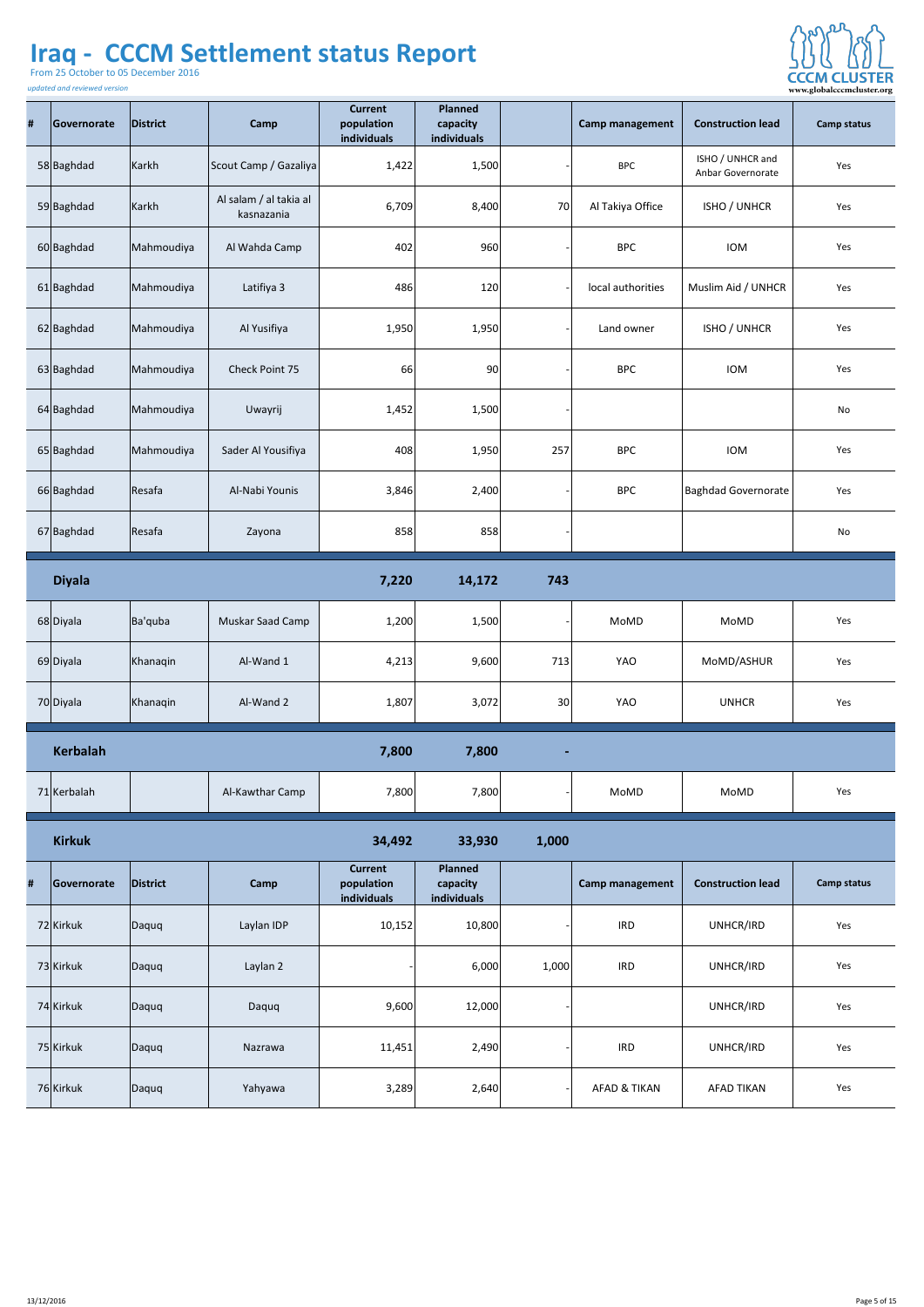# Iraq - CCCM Settlement status Report

From 25 October to 05 December 2016

*updated and reviewed version*

| # | Governorate | District | Camp | Current population individuals | Planned capacity individuals | | Camp management | Construction lead | Camp status |
|---|---|---|---|---|---|---|---|---|---|
| 58 | Baghdad | Karkh | Scout Camp / Gazaliya | 1,422 | 1,500 | - | BPC | ISHO / UNHCR and Anbar Governorate | Yes |
| 59 | Baghdad | Karkh | Al salam / al takia al kasnazania | 6,709 | 8,400 | 70 | Al Takiya Office | ISHO / UNHCR | Yes |
| 60 | Baghdad | Mahmoudiya | Al Wahda Camp | 402 | 960 | - | BPC | IOM | Yes |
| 61 | Baghdad | Mahmoudiya | Latifiya 3 | 486 | 120 | - | local authorities | Muslim Aid / UNHCR | Yes |
| 62 | Baghdad | Mahmoudiya | Al Yusifiya | 1,950 | 1,950 | - | Land owner | ISHO / UNHCR | Yes |
| 63 | Baghdad | Mahmoudiya | Check Point 75 | 66 | 90 | - | BPC | IOM | Yes |
| 64 | Baghdad | Mahmoudiya | Uwayrij | 1,452 | 1,500 | - | | | No |
| 65 | Baghdad | Mahmoudiya | Sader Al Yousifiya | 408 | 1,950 | 257 | BPC | IOM | Yes |
| 66 | Baghdad | Resafa | Al-Nabi Younis | 3,846 | 2,400 | - | BPC | Baghdad Governorate | Yes |
| 67 | Baghdad | Resafa | Zayona | 858 | 858 | - | | | No |
| | **Diyala** | | | **7,220** | **14,172** | **743** | | | |
| 68 | Diyala | Ba'quba | Muskar Saad Camp | 1,200 | 1,500 | - | MoMD | MoMD | Yes |
| 69 | Diyala | Khanaqin | Al-Wand 1 | 4,213 | 9,600 | 713 | YAO | MoMD/ASHUR | Yes |
| 70 | Diyala | Khanaqin | Al-Wand 2 | 1,807 | 3,072 | 30 | YAO | UNHCR | Yes |
| | **Kerbalah** | | | **7,800** | **7,800** | **-** | | | |
| 71 | Kerbalah | | Al-Kawthar Camp | 7,800 | 7,800 | - | MoMD | MoMD | Yes |
| | **Kirkuk** | | | **34,492** | **33,930** | **1,000** | | | |
| 72 | Kirkuk | Daquq | Laylan IDP | 10,152 | 10,800 | - | IRD | UNHCR/IRD | Yes |
| 73 | Kirkuk | Daquq | Laylan 2 | - | 6,000 | 1,000 | IRD | UNHCR/IRD | Yes |
| 74 | Kirkuk | Daquq | Daquq | 9,600 | 12,000 | - | | UNHCR/IRD | Yes |
| 75 | Kirkuk | Daquq | Nazrawa | 11,451 | 2,490 | - | IRD | UNHCR/IRD | Yes |
| 76 | Kirkuk | Daquq | Yahyawa | 3,289 | 2,640 | - | AFAD & TIKAN | AFAD TIKAN | Yes |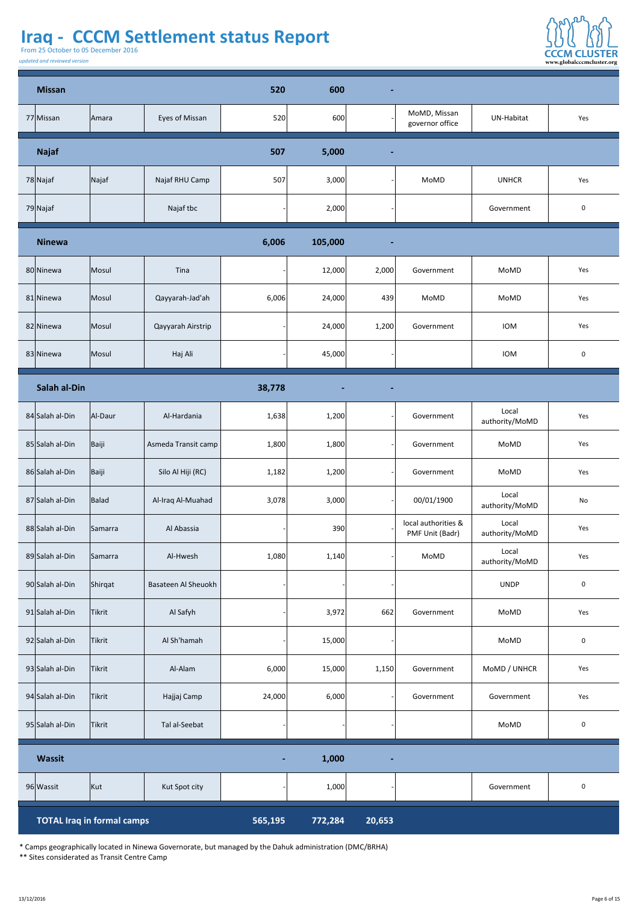# Iraq - CCCM Settlement status Report

From 25 October to 05 December 2016

*updated and reviewed version*

| # | Governorate | District | Camp | | | | | | |
|---|---|---|---|---|---|---|---|---|---|
| | **Missan** | | | **520** | **600** | **-** | | | |
| 77 | Missan | Amara | Eyes of Missan | 520 | 600 | - | MoMD, Missan governor office | UN-Habitat | Yes |
| | **Najaf** | | | **507** | **5,000** | **-** | | | |
| 78 | Najaf | Najaf | Najaf RHU Camp | 507 | 3,000 | - | MoMD | UNHCR | Yes |
| 79 | Najaf | | Najaf tbc | - | 2,000 | - | | Government | 0 |
| | **Ninewa** | | | **6,006** | **105,000** | **-** | | | |
| 80 | Ninewa | Mosul | Tina | - | 12,000 | 2,000 | Government | MoMD | Yes |
| 81 | Ninewa | Mosul | Qayyarah-Jad'ah | 6,006 | 24,000 | 439 | MoMD | MoMD | Yes |
| 82 | Ninewa | Mosul | Qayyarah Airstrip | - | 24,000 | 1,200 | Government | IOM | Yes |
| 83 | Ninewa | Mosul | Haj Ali | - | 45,000 | - | | IOM | 0 |
| | **Salah al-Din** | | | **38,778** | **-** | **-** | | | |
| 84 | Salah al-Din | Al-Daur | Al-Hardania | 1,638 | 1,200 | - | Government | Local authority/MoMD | Yes |
| 85 | Salah al-Din | Baiji | Asmeda Transit camp | 1,800 | 1,800 | - | Government | MoMD | Yes |
| 86 | Salah al-Din | Baiji | Silo Al Hiji (RC) | 1,182 | 1,200 | - | Government | MoMD | Yes |
| 87 | Salah al-Din | Balad | Al-Iraq Al-Muahad | 3,078 | 3,000 | - | 00/01/1900 | Local authority/MoMD | No |
| 88 | Salah al-Din | Samarra | Al Abassia | - | 390 | - | local authorities & PMF Unit (Badr) | Local authority/MoMD | Yes |
| 89 | Salah al-Din | Samarra | Al-Hwesh | 1,080 | 1,140 | - | MoMD | Local authority/MoMD | Yes |
| 90 | Salah al-Din | Shirqat | Basateen Al Sheuokh | - | - | - | | UNDP | 0 |
| 91 | Salah al-Din | Tikrit | Al Safyh | - | 3,972 | 662 | Government | MoMD | Yes |
| 92 | Salah al-Din | Tikrit | Al Sh'hamah | - | 15,000 | - | | MoMD | 0 |
| 93 | Salah al-Din | Tikrit | Al-Alam | 6,000 | 15,000 | 1,150 | Government | MoMD / UNHCR | Yes |
| 94 | Salah al-Din | Tikrit | Hajjaj Camp | 24,000 | 6,000 | - | Government | Government | Yes |
| 95 | Salah al-Din | Tikrit | Tal al-Seebat | - | - | - | | MoMD | 0 |
| | **Wassit** | | | **-** | **1,000** | **-** | | | |
| 96 | Wassit | Kut | Kut Spot city | - | 1,000 | - | | Government | 0 |
| | **TOTAL Iraq in formal camps** | | | **565,195** | **772,284** | **20,653** | | | |

\* Camps geographically located in Ninewa Governorate, but managed by the Dahuk administration (DMC/BRHA)

\** Sites considerated as Transit Centre Camp

13/12/2016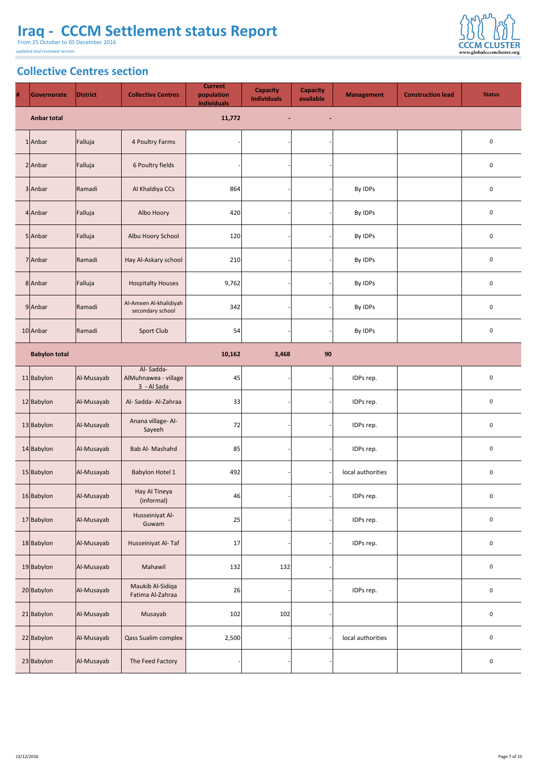# Iraq - CCCM Settlement status Report

From 25 October to 05 December 2016

*updated and reviewed version*

## Collective Centres section

| # | Governorate | District | Collective Centres | Current population individuals | Capacity individuals | Capacity available | Management | Construction lead | Status |
|---|---|---|---|---|---|---|---|---|---|
| | **Anbar total** | | | **11,772** | **-** | **-** | | | |
| 1 | Anbar | Falluja | 4 Poultry Farms | - | - | - | | | 0 |
| 2 | Anbar | Falluja | 6 Poultry fields | - | - | - | | | 0 |
| 3 | Anbar | Ramadi | Al Khaldiya CCs | 864 | - | - | By IDPs | | 0 |
| 4 | Anbar | Falluja | Albo Hoory | 420 | - | - | By IDPs | | 0 |
| 5 | Anbar | Falluja | Albu Hoory School | 120 | - | - | By IDPs | | 0 |
| 7 | Anbar | Ramadi | Hay Al-Askary school | 210 | - | - | By IDPs | | 0 |
| 8 | Anbar | Falluja | Hospitalty Houses | 9,762 | - | - | By IDPs | | 0 |
| 9 | Anbar | Ramadi | Al-Ameen Al-khalidiyah secondary school | 342 | - | - | By IDPs | | 0 |
| 10 | Anbar | Ramadi | Sport Club | 54 | - | - | By IDPs | | 0 |
| | **Babylon total** | | | **10,162** | **3,468** | **90** | | | |
| 11 | Babylon | Al-Musayab | Al- Sadda- AlMuhnawea - village 3 - Al Sada | 45 | - | - | IDPs rep. | | 0 |
| 12 | Babylon | Al-Musayab | Al- Sadda- Al-Zahraa | 33 | - | - | IDPs rep. | | 0 |
| 13 | Babylon | Al-Musayab | Anana village- Al-Sayeeh | 72 | - | - | IDPs rep. | | 0 |
| 14 | Babylon | Al-Musayab | Bab Al- Mashahd | 85 | - | - | IDPs rep. | | 0 |
| 15 | Babylon | Al-Musayab | Babylon Hotel 1 | 492 | - | - | local authorities | | 0 |
| 16 | Babylon | Al-Musayab | Hay Al Tineya (informal) | 46 | - | - | IDPs rep. | | 0 |
| 17 | Babylon | Al-Musayab | Husseiniyat Al-Guwam | 25 | - | - | IDPs rep. | | 0 |
| 18 | Babylon | Al-Musayab | Husseiniyat Al- Taf | 17 | - | - | IDPs rep. | | 0 |
| 19 | Babylon | Al-Musayab | Mahawil | 132 | 132 | - | | | 0 |
| 20 | Babylon | Al-Musayab | Maukib Al-Sidiqa Fatima Al-Zahraa | 26 | - | - | IDPs rep. | | 0 |
| 21 | Babylon | Al-Musayab | Musayab | 102 | 102 | - | | | 0 |
| 22 | Babylon | Al-Musayab | Qass Sualim complex | 2,500 | - | - | local authorities | | 0 |
| 23 | Babylon | Al-Musayab | The Feed Factory | - | - | - | | | 0 |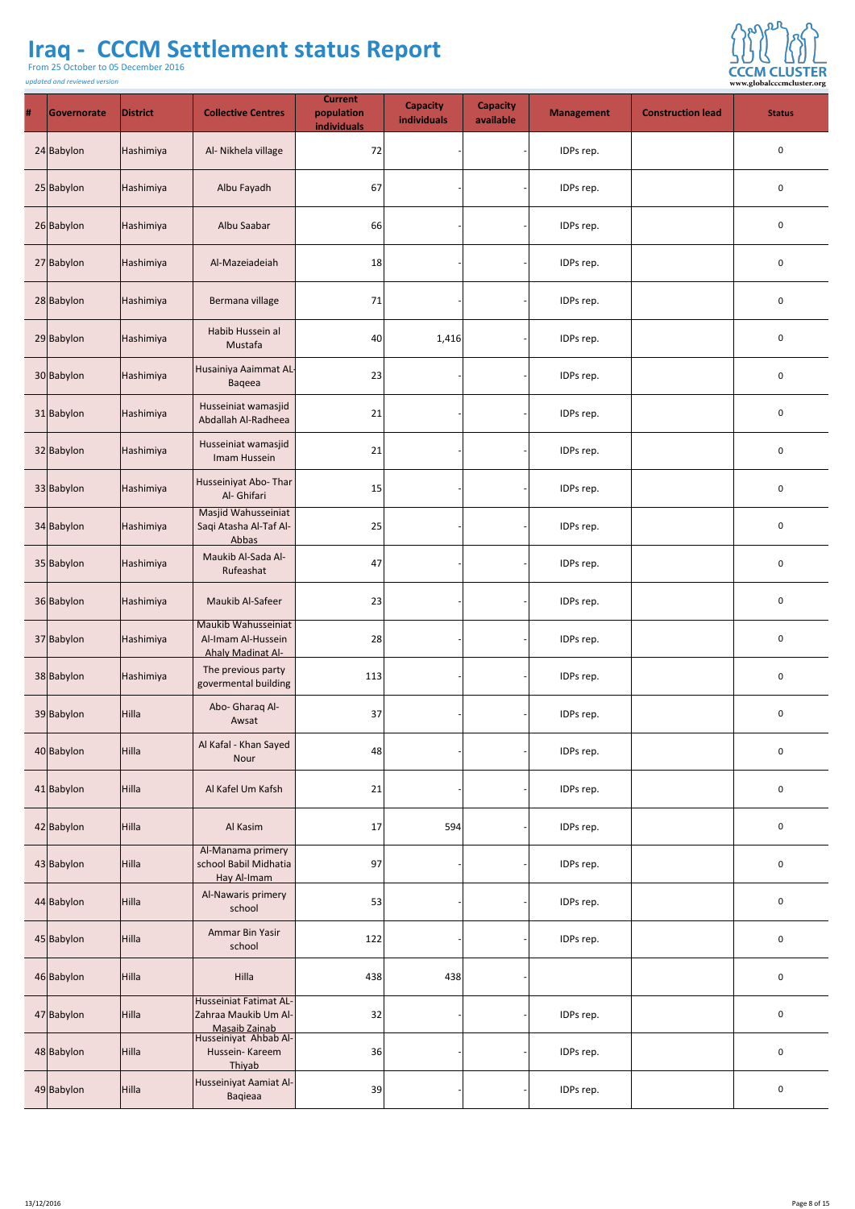# Iraq - CCCM Settlement status Report

From 25 October to 05 December 2016

*updated and reviewed version*

| # | Governorate | District | Collective Centres | Current population individuals | Capacity individuals | Capacity available | Management | Construction lead | Status |
|---|---|---|---|---|---|---|---|---|---|
| 24 | Babylon | Hashimiya | Al- Nikhela village | 72 | - | - | IDPs rep. | | 0 |
| 25 | Babylon | Hashimiya | Albu Fayadh | 67 | - | - | IDPs rep. | | 0 |
| 26 | Babylon | Hashimiya | Albu Saabar | 66 | - | - | IDPs rep. | | 0 |
| 27 | Babylon | Hashimiya | Al-Mazeiadeiah | 18 | - | - | IDPs rep. | | 0 |
| 28 | Babylon | Hashimiya | Bermana village | 71 | - | - | IDPs rep. | | 0 |
| 29 | Babylon | Hashimiya | Habib Hussein al Mustafa | 40 | 1,416 | - | IDPs rep. | | 0 |
| 30 | Babylon | Hashimiya | Husainiya Aaimmat AL-Baqeea | 23 | - | - | IDPs rep. | | 0 |
| 31 | Babylon | Hashimiya | Husseiniat wamasjid Abdallah Al-Radheea | 21 | - | - | IDPs rep. | | 0 |
| 32 | Babylon | Hashimiya | Husseiniat wamasjid Imam Hussein | 21 | - | - | IDPs rep. | | 0 |
| 33 | Babylon | Hashimiya | Husseiniyat Abo- Thar Al- Ghifari | 15 | - | - | IDPs rep. | | 0 |
| 34 | Babylon | Hashimiya | Masjid Wahusseiniat Saqi Atasha Al-Taf Al-Abbas | 25 | - | - | IDPs rep. | | 0 |
| 35 | Babylon | Hashimiya | Maukib Al-Sada Al-Rufeashat | 47 | - | - | IDPs rep. | | 0 |
| 36 | Babylon | Hashimiya | Maukib Al-Safeer | 23 | - | - | IDPs rep. | | 0 |
| 37 | Babylon | Hashimiya | Maukib Wahusseiniat Al-Imam Al-Hussein Ahaly Madinat Al- | 28 | - | - | IDPs rep. | | 0 |
| 38 | Babylon | Hashimiya | The previous party govermental building | 113 | - | - | IDPs rep. | | 0 |
| 39 | Babylon | Hilla | Abo- Gharaq Al-Awsat | 37 | - | - | IDPs rep. | | 0 |
| 40 | Babylon | Hilla | Al Kafal - Khan Sayed Nour | 48 | - | - | IDPs rep. | | 0 |
| 41 | Babylon | Hilla | Al Kafel Um Kafsh | 21 | - | - | IDPs rep. | | 0 |
| 42 | Babylon | Hilla | Al Kasim | 17 | 594 | - | IDPs rep. | | 0 |
| 43 | Babylon | Hilla | Al-Manama primery school Babil Midhatia Hay Al-Imam | 97 | - | - | IDPs rep. | | 0 |
| 44 | Babylon | Hilla | Al-Nawaris primery school | 53 | - | - | IDPs rep. | | 0 |
| 45 | Babylon | Hilla | Ammar Bin Yasir school | 122 | - | - | IDPs rep. | | 0 |
| 46 | Babylon | Hilla | Hilla | 438 | 438 | - | | | 0 |
| 47 | Babylon | Hilla | Husseiniat Fatimat AL-Zahraa Maukib Um Al-Masaib Zainab | 32 | - | - | IDPs rep. | | 0 |
| 48 | Babylon | Hilla | Husseiniyat Ahbab Al-Hussein- Kareem Thiyab | 36 | - | - | IDPs rep. | | 0 |
| 49 | Babylon | Hilla | Husseiniyat Aamiat Al-Baqieaa | 39 | - | - | IDPs rep. | | 0 |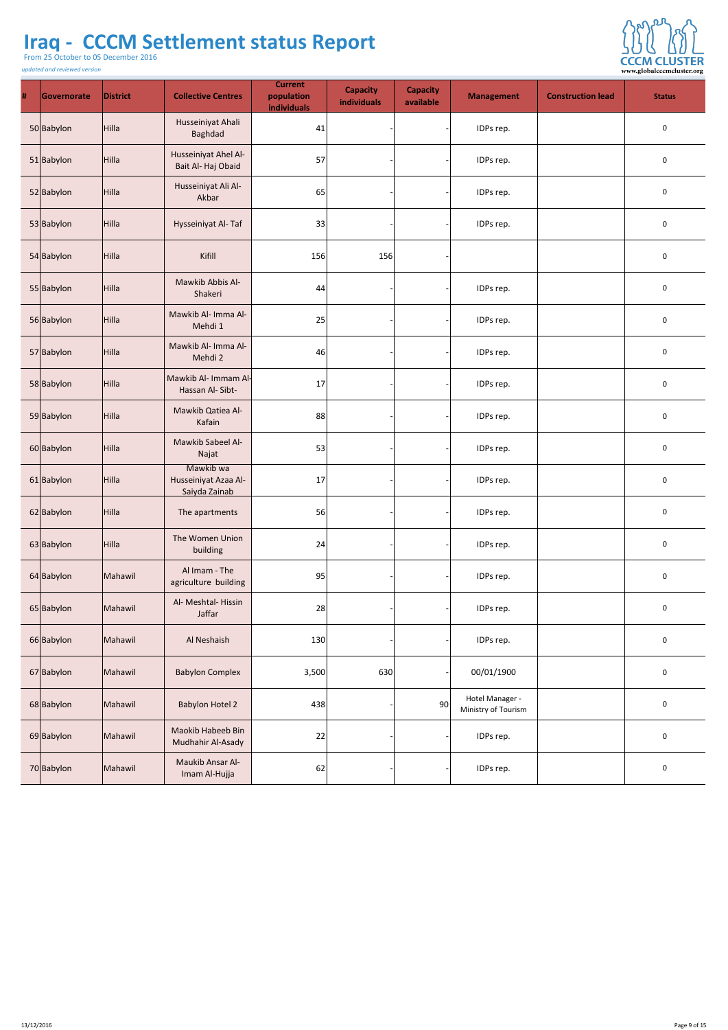# Iraq - CCCM Settlement status Report

From 25 October to 05 December 2016

*updated and reviewed version*

| # | Governorate | District | Collective Centres | Current population individuals | Capacity individuals | Capacity available | Management | Construction lead | Status |
|---|---|---|---|---|---|---|---|---|---|
| 50 | Babylon | Hilla | Husseiniyat Ahali Baghdad | 41 | - | - | IDPs rep. | | 0 |
| 51 | Babylon | Hilla | Husseiniyat Ahel Al- Bait Al- Haj Obaid | 57 | - | - | IDPs rep. | | 0 |
| 52 | Babylon | Hilla | Husseiniyat Ali Al- Akbar | 65 | - | - | IDPs rep. | | 0 |
| 53 | Babylon | Hilla | Hysseiniyat Al- Taf | 33 | - | - | IDPs rep. | | 0 |
| 54 | Babylon | Hilla | Kifill | 156 | 156 | - | | | 0 |
| 55 | Babylon | Hilla | Mawkib Abbis Al- Shakeri | 44 | - | - | IDPs rep. | | 0 |
| 56 | Babylon | Hilla | Mawkib Al- Imma Al- Mehdi 1 | 25 | - | - | IDPs rep. | | 0 |
| 57 | Babylon | Hilla | Mawkib Al- Imma Al- Mehdi 2 | 46 | - | - | IDPs rep. | | 0 |
| 58 | Babylon | Hilla | Mawkib Al- Immam Al- Hassan Al- Sibt- | 17 | - | - | IDPs rep. | | 0 |
| 59 | Babylon | Hilla | Mawkib Qatiea Al- Kafain | 88 | - | - | IDPs rep. | | 0 |
| 60 | Babylon | Hilla | Mawkib Sabeel Al- Najat | 53 | - | - | IDPs rep. | | 0 |
| 61 | Babylon | Hilla | Mawkib wa Husseiniyat Azaa Al- Saiyda Zainab | 17 | - | - | IDPs rep. | | 0 |
| 62 | Babylon | Hilla | The apartments | 56 | - | - | IDPs rep. | | 0 |
| 63 | Babylon | Hilla | The Women Union building | 24 | - | - | IDPs rep. | | 0 |
| 64 | Babylon | Mahawil | Al Imam - The agriculture building | 95 | - | - | IDPs rep. | | 0 |
| 65 | Babylon | Mahawil | Al- Meshtal- Hissin Jaffar | 28 | - | - | IDPs rep. | | 0 |
| 66 | Babylon | Mahawil | Al Neshaish | 130 | - | - | IDPs rep. | | 0 |
| 67 | Babylon | Mahawil | Babylon Complex | 3,500 | 630 | - | 00/01/1900 | | 0 |
| 68 | Babylon | Mahawil | Babylon Hotel 2 | 438 | - | 90 | Hotel Manager - Ministry of Tourism | | 0 |
| 69 | Babylon | Mahawil | Maokib Habeeb Bin Mudhahir Al-Asady | 22 | - | - | IDPs rep. | | 0 |
| 70 | Babylon | Mahawil | Maukib Ansar Al- Imam Al-Hujja | 62 | - | - | IDPs rep. | | 0 |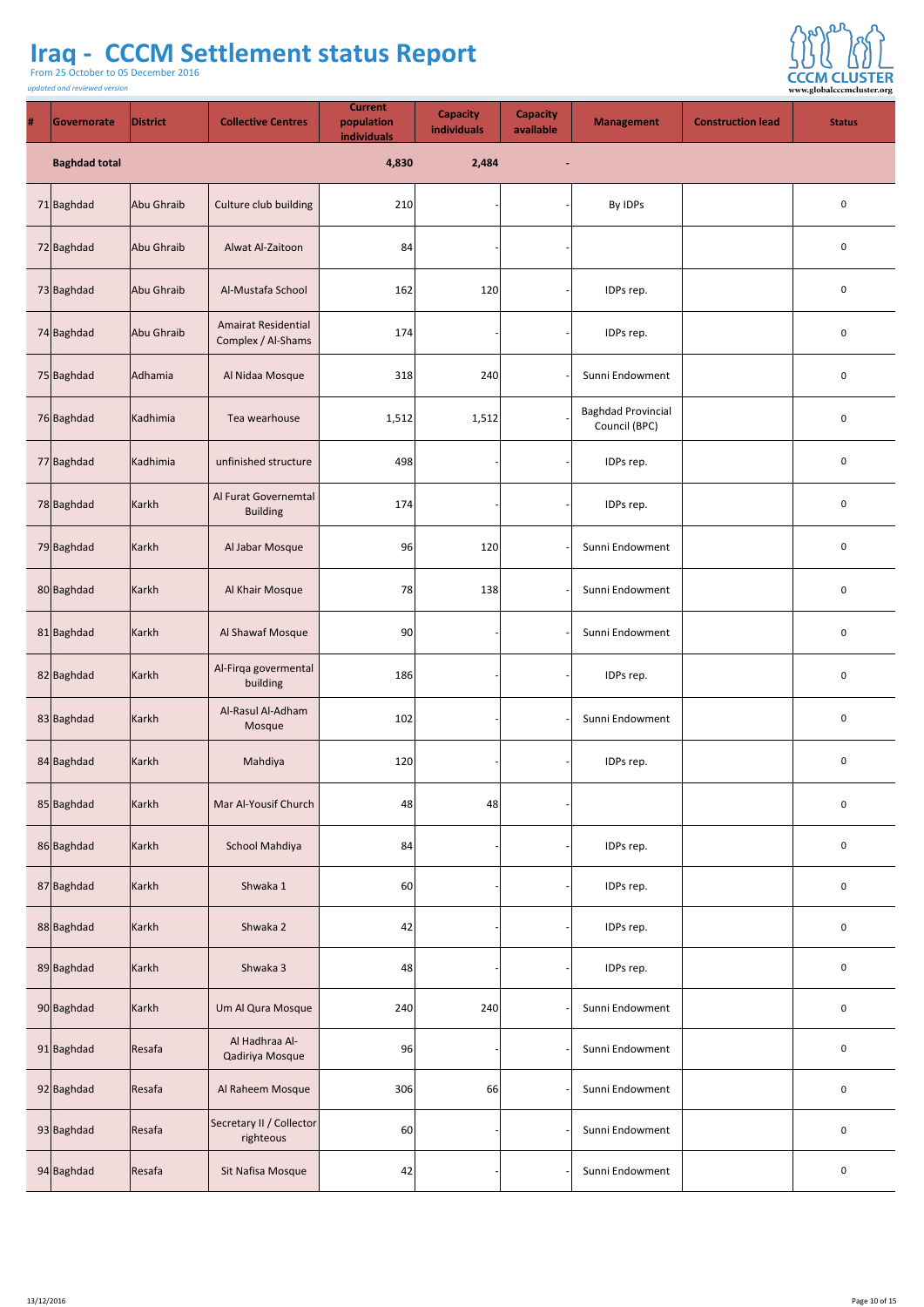# Iraq - CCCM Settlement status Report

From 25 October to 05 December 2016

*updated and reviewed version*

| # | Governorate | District | Collective Centres | Current population individuals | Capacity individuals | Capacity available | Management | Construction lead | Status |
|---|---|---|---|---|---|---|---|---|---|
| | **Baghdad total** | | | **4,830** | **2,484** | **-** | | | |
| 71 | Baghdad | Abu Ghraib | Culture club building | 210 | - | - | By IDPs | | 0 |
| 72 | Baghdad | Abu Ghraib | Alwat Al-Zaitoon | 84 | - | - | | | 0 |
| 73 | Baghdad | Abu Ghraib | Al-Mustafa School | 162 | 120 | - | IDPs rep. | | 0 |
| 74 | Baghdad | Abu Ghraib | Amairat Residential Complex / Al-Shams | 174 | - | - | IDPs rep. | | 0 |
| 75 | Baghdad | Adhamia | Al Nidaa Mosque | 318 | 240 | - | Sunni Endowment | | 0 |
| 76 | Baghdad | Kadhimia | Tea wearhouse | 1,512 | 1,512 | - | Baghdad Provincial Council (BPC) | | 0 |
| 77 | Baghdad | Kadhimia | unfinished structure | 498 | - | - | IDPs rep. | | 0 |
| 78 | Baghdad | Karkh | Al Furat Governemtal Building | 174 | - | - | IDPs rep. | | 0 |
| 79 | Baghdad | Karkh | Al Jabar Mosque | 96 | 120 | - | Sunni Endowment | | 0 |
| 80 | Baghdad | Karkh | Al Khair Mosque | 78 | 138 | - | Sunni Endowment | | 0 |
| 81 | Baghdad | Karkh | Al Shawaf Mosque | 90 | - | - | Sunni Endowment | | 0 |
| 82 | Baghdad | Karkh | Al-Firqa govermental building | 186 | - | - | IDPs rep. | | 0 |
| 83 | Baghdad | Karkh | Al-Rasul Al-Adham Mosque | 102 | - | - | Sunni Endowment | | 0 |
| 84 | Baghdad | Karkh | Mahdiya | 120 | - | - | IDPs rep. | | 0 |
| 85 | Baghdad | Karkh | Mar Al-Yousif Church | 48 | 48 | - | | | 0 |
| 86 | Baghdad | Karkh | School Mahdiya | 84 | - | - | IDPs rep. | | 0 |
| 87 | Baghdad | Karkh | Shwaka 1 | 60 | - | - | IDPs rep. | | 0 |
| 88 | Baghdad | Karkh | Shwaka 2 | 42 | - | - | IDPs rep. | | 0 |
| 89 | Baghdad | Karkh | Shwaka 3 | 48 | - | - | IDPs rep. | | 0 |
| 90 | Baghdad | Karkh | Um Al Qura Mosque | 240 | 240 | - | Sunni Endowment | | 0 |
| 91 | Baghdad | Resafa | Al Hadhraa Al-Qadiriya Mosque | 96 | - | - | Sunni Endowment | | 0 |
| 92 | Baghdad | Resafa | Al Raheem Mosque | 306 | 66 | - | Sunni Endowment | | 0 |
| 93 | Baghdad | Resafa | Secretary II / Collector righteous | 60 | - | - | Sunni Endowment | | 0 |
| 94 | Baghdad | Resafa | Sit Nafisa Mosque | 42 | - | - | Sunni Endowment | | 0 |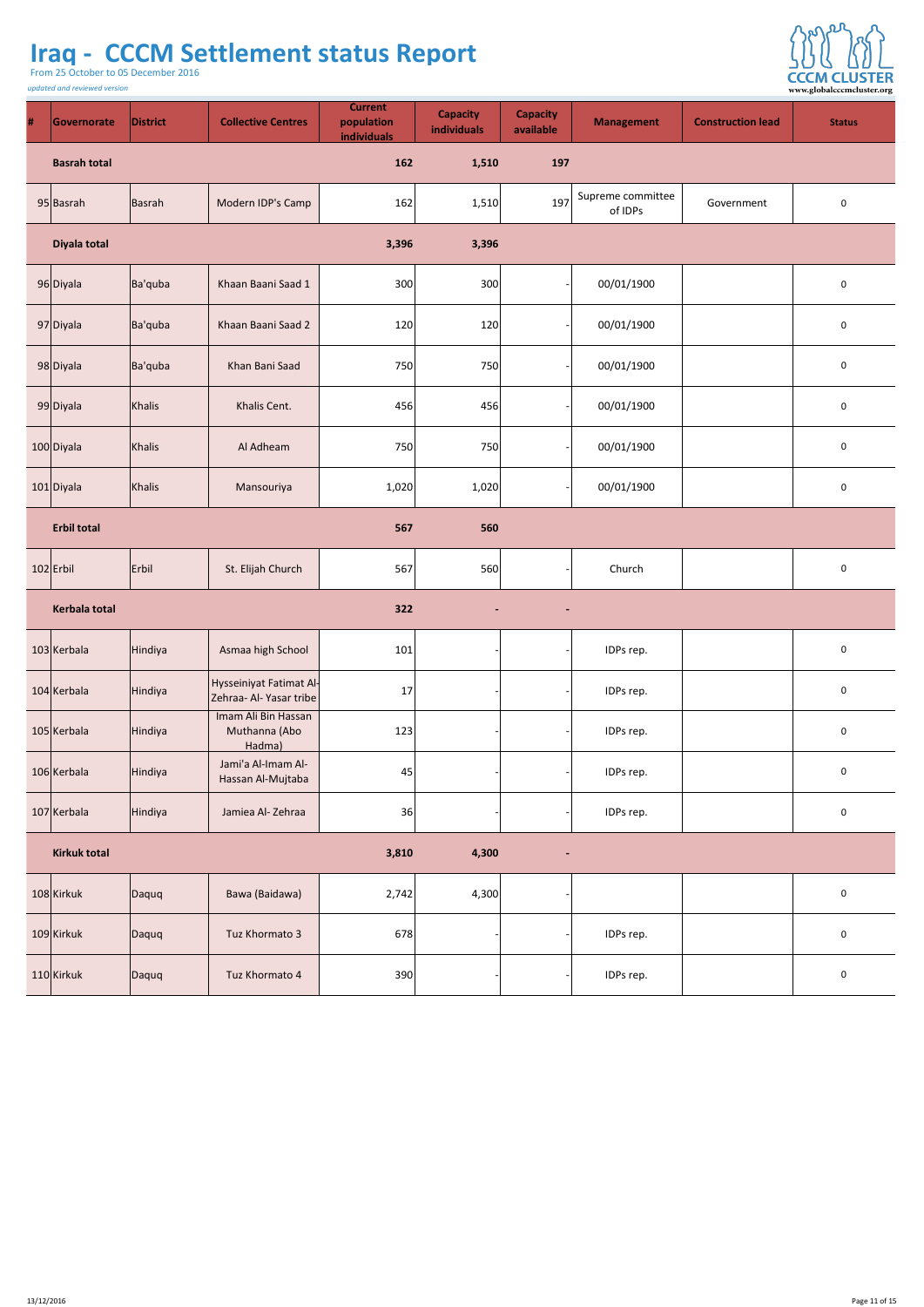# Iraq - CCCM Settlement status Report

From 25 October to 05 December 2016

*updated and reviewed version*

| # | Governorate | District | Collective Centres | Current population individuals | Capacity individuals | Capacity available | Management | Construction lead | Status |
|---|---|---|---|---|---|---|---|---|---|
| | **Basrah total** | | | **162** | **1,510** | **197** | | | |
| 95 | Basrah | Basrah | Modern IDP's Camp | 162 | 1,510 | 197 | Supreme committee of IDPs | Government | 0 |
| | **Diyala total** | | | **3,396** | **3,396** | | | | |
| 96 | Diyala | Ba'quba | Khaan Baani Saad 1 | 300 | 300 | - | 00/01/1900 | | 0 |
| 97 | Diyala | Ba'quba | Khaan Baani Saad 2 | 120 | 120 | - | 00/01/1900 | | 0 |
| 98 | Diyala | Ba'quba | Khan Bani Saad | 750 | 750 | - | 00/01/1900 | | 0 |
| 99 | Diyala | Khalis | Khalis Cent. | 456 | 456 | - | 00/01/1900 | | 0 |
| 100 | Diyala | Khalis | Al Adheam | 750 | 750 | - | 00/01/1900 | | 0 |
| 101 | Diyala | Khalis | Mansouriya | 1,020 | 1,020 | - | 00/01/1900 | | 0 |
| | **Erbil total** | | | **567** | **560** | | | | |
| 102 | Erbil | Erbil | St. Elijah Church | 567 | 560 | - | Church | | 0 |
| | **Kerbala total** | | | **322** | **-** | **-** | | | |
| 103 | Kerbala | Hindiya | Asmaa high School | 101 | - | - | IDPs rep. | | 0 |
| 104 | Kerbala | Hindiya | Hysseiniyat Fatimat Al-Zehraa- Al- Yasar tribe | 17 | - | - | IDPs rep. | | 0 |
| 105 | Kerbala | Hindiya | Imam Ali Bin Hassan Muthanna (Abo Hadma) | 123 | - | - | IDPs rep. | | 0 |
| 106 | Kerbala | Hindiya | Jami'a Al-Imam Al-Hassan Al-Mujtaba | 45 | - | - | IDPs rep. | | 0 |
| 107 | Kerbala | Hindiya | Jamiea Al- Zehraa | 36 | - | - | IDPs rep. | | 0 |
| | **Kirkuk total** | | | **3,810** | **4,300** | **-** | | | |
| 108 | Kirkuk | Daquq | Bawa (Baidawa) | 2,742 | 4,300 | - | | | 0 |
| 109 | Kirkuk | Daquq | Tuz Khormato 3 | 678 | - | - | IDPs rep. | | 0 |
| 110 | Kirkuk | Daquq | Tuz Khormato 4 | 390 | - | - | IDPs rep. | | 0 |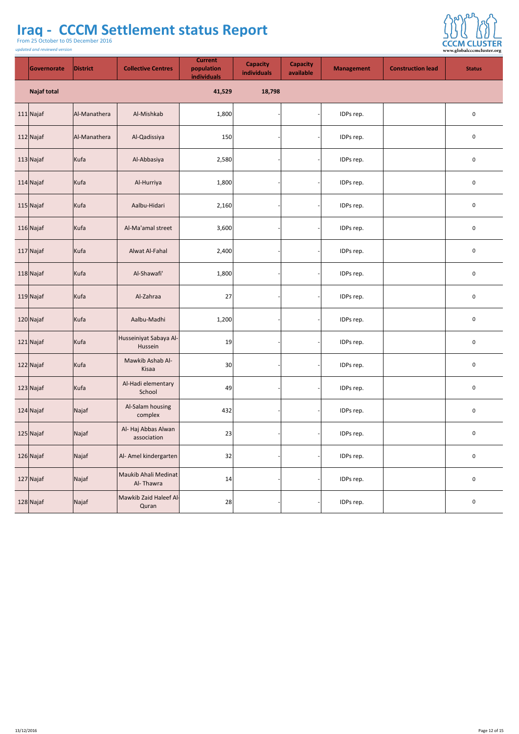# Iraq - CCCM Settlement status Report

From 25 October to 05 December 2016

*updated and reviewed version*

| | Governorate | District | Collective Centres | Current population individuals | Capacity individuals | Capacity available | Management | Construction lead | Status |
|---|---|---|---|---|---|---|---|---|---|
| | **Najaf total** | | | **41,529** | **18,798** | | | | |
| 111 | Najaf | Al-Manathera | Al-Mishkab | 1,800 | - | - | IDPs rep. | | 0 |
| 112 | Najaf | Al-Manathera | Al-Qadissiya | 150 | - | - | IDPs rep. | | 0 |
| 113 | Najaf | Kufa | Al-Abbasiya | 2,580 | - | - | IDPs rep. | | 0 |
| 114 | Najaf | Kufa | Al-Hurriya | 1,800 | - | - | IDPs rep. | | 0 |
| 115 | Najaf | Kufa | Aalbu-Hidari | 2,160 | - | - | IDPs rep. | | 0 |
| 116 | Najaf | Kufa | Al-Ma'amal street | 3,600 | - | - | IDPs rep. | | 0 |
| 117 | Najaf | Kufa | Alwat Al-Fahal | 2,400 | - | - | IDPs rep. | | 0 |
| 118 | Najaf | Kufa | Al-Shawafi' | 1,800 | - | - | IDPs rep. | | 0 |
| 119 | Najaf | Kufa | Al-Zahraa | 27 | - | - | IDPs rep. | | 0 |
| 120 | Najaf | Kufa | Aalbu-Madhi | 1,200 | - | - | IDPs rep. | | 0 |
| 121 | Najaf | Kufa | Husseiniyat Sabaya Al-Hussein | 19 | - | - | IDPs rep. | | 0 |
| 122 | Najaf | Kufa | Mawkib Ashab Al-Kisaa | 30 | - | - | IDPs rep. | | 0 |
| 123 | Najaf | Kufa | Al-Hadi elementary School | 49 | - | - | IDPs rep. | | 0 |
| 124 | Najaf | Najaf | Al-Salam housing complex | 432 | - | - | IDPs rep. | | 0 |
| 125 | Najaf | Najaf | Al- Haj Abbas Alwan association | 23 | - | - | IDPs rep. | | 0 |
| 126 | Najaf | Najaf | Al- Amel kindergarten | 32 | - | - | IDPs rep. | | 0 |
| 127 | Najaf | Najaf | Maukib Ahali Medinat Al- Thawra | 14 | - | - | IDPs rep. | | 0 |
| 128 | Najaf | Najaf | Mawkib Zaid Haleef Al-Quran | 28 | - | - | IDPs rep. | | 0 |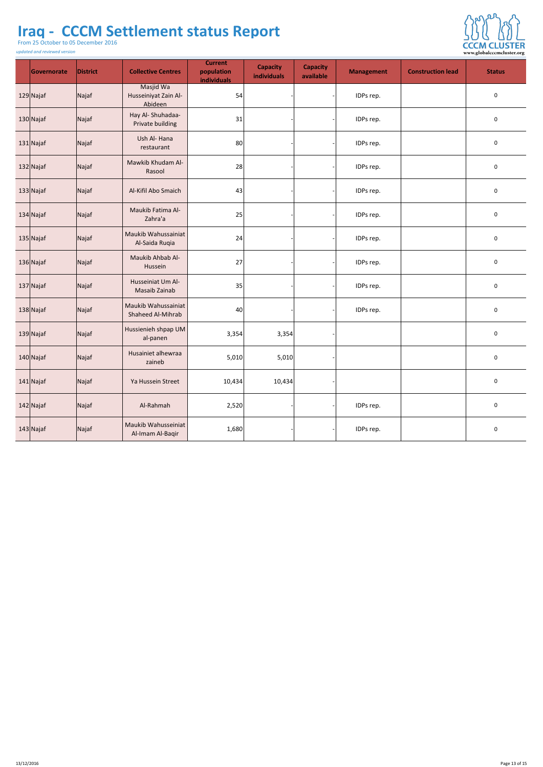# Iraq - CCCM Settlement status Report

From 25 October to 05 December 2016

*updated and reviewed version*

| | Governorate | District | Collective Centres | Current population individuals | Capacity individuals | Capacity available | Management | Construction lead | Status |
|---|---|---|---|---|---|---|---|---|---|
| 129 | Najaf | Najaf | Masjid Wa Husseiniyat Zain Al-Abideen | 54 | - | - | IDPs rep. | | 0 |
| 130 | Najaf | Najaf | Hay Al- Shuhadaa- Private building | 31 | - | - | IDPs rep. | | 0 |
| 131 | Najaf | Najaf | Ush Al- Hana restaurant | 80 | - | - | IDPs rep. | | 0 |
| 132 | Najaf | Najaf | Mawkib Khudam Al-Rasool | 28 | - | - | IDPs rep. | | 0 |
| 133 | Najaf | Najaf | Al-Kifil Abo Smaich | 43 | - | - | IDPs rep. | | 0 |
| 134 | Najaf | Najaf | Maukib Fatima Al-Zahra'a | 25 | - | - | IDPs rep. | | 0 |
| 135 | Najaf | Najaf | Maukib Wahussainiat Al-Saida Ruqia | 24 | - | - | IDPs rep. | | 0 |
| 136 | Najaf | Najaf | Maukib Ahbab Al-Hussein | 27 | - | - | IDPs rep. | | 0 |
| 137 | Najaf | Najaf | Husseiniat Um Al-Masaib Zainab | 35 | - | - | IDPs rep. | | 0 |
| 138 | Najaf | Najaf | Maukib Wahussainiat Shaheed Al-Mihrab | 40 | - | - | IDPs rep. | | 0 |
| 139 | Najaf | Najaf | Hussienieh shpap UM al-panen | 3,354 | 3,354 | - | | | 0 |
| 140 | Najaf | Najaf | Husainiet alhewraa zaineb | 5,010 | 5,010 | - | | | 0 |
| 141 | Najaf | Najaf | Ya Hussein Street | 10,434 | 10,434 | - | | | 0 |
| 142 | Najaf | Najaf | Al-Rahmah | 2,520 | - | - | IDPs rep. | | 0 |
| 143 | Najaf | Najaf | Maukib Wahusseiniat Al-Imam Al-Baqir | 1,680 | - | - | IDPs rep. | | 0 |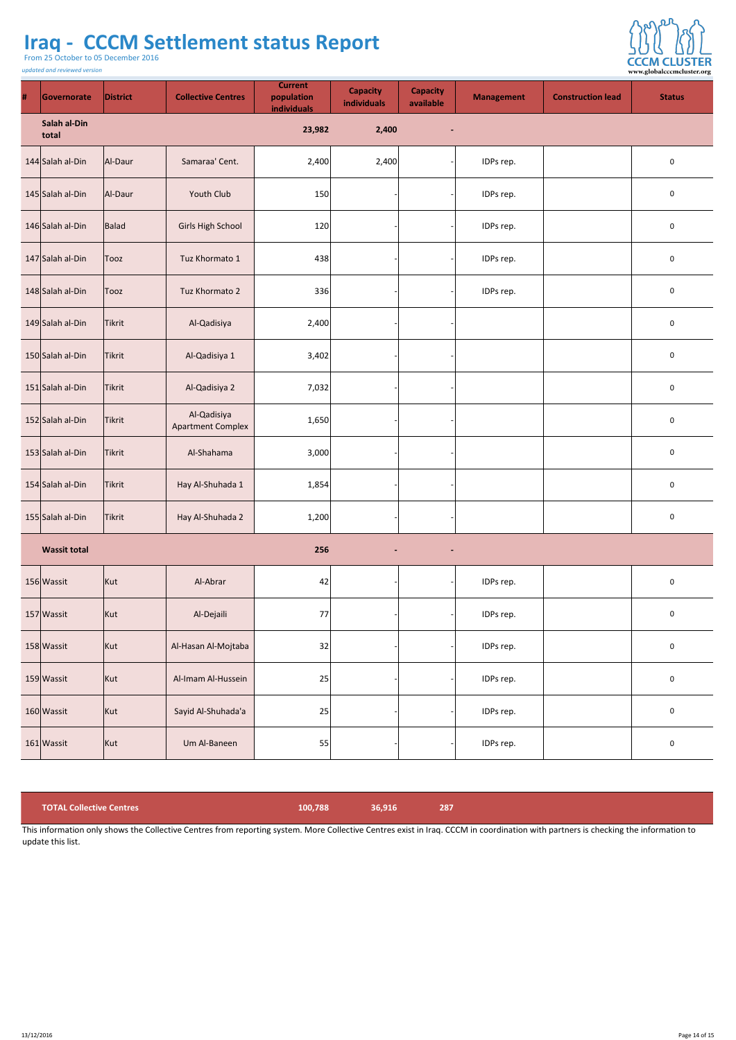# Iraq - CCCM Settlement status Report

From 25 October to 05 December 2016

*updated and reviewed version*

| # | Governorate | District | Collective Centres | Current population individuals | Capacity individuals | Capacity available | Management | Construction lead | Status |
|---|---|---|---|---|---|---|---|---|---|
| | **Salah al-Din total** | | | **23,982** | **2,400** | **-** | | | |
| 144 | Salah al-Din | Al-Daur | Samaraa' Cent. | 2,400 | 2,400 | - | IDPs rep. | | 0 |
| 145 | Salah al-Din | Al-Daur | Youth Club | 150 | - | - | IDPs rep. | | 0 |
| 146 | Salah al-Din | Balad | Girls High School | 120 | - | - | IDPs rep. | | 0 |
| 147 | Salah al-Din | Tooz | Tuz Khormato 1 | 438 | - | - | IDPs rep. | | 0 |
| 148 | Salah al-Din | Tooz | Tuz Khormato 2 | 336 | - | - | IDPs rep. | | 0 |
| 149 | Salah al-Din | Tikrit | Al-Qadisiya | 2,400 | - | - | | | 0 |
| 150 | Salah al-Din | Tikrit | Al-Qadisiya 1 | 3,402 | - | - | | | 0 |
| 151 | Salah al-Din | Tikrit | Al-Qadisiya 2 | 7,032 | - | - | | | 0 |
| 152 | Salah al-Din | Tikrit | Al-Qadisiya Apartment Complex | 1,650 | - | - | | | 0 |
| 153 | Salah al-Din | Tikrit | Al-Shahama | 3,000 | - | - | | | 0 |
| 154 | Salah al-Din | Tikrit | Hay Al-Shuhada 1 | 1,854 | - | - | | | 0 |
| 155 | Salah al-Din | Tikrit | Hay Al-Shuhada 2 | 1,200 | - | - | | | 0 |
| | **Wassit total** | | | **256** | **-** | **-** | | | |
| 156 | Wassit | Kut | Al-Abrar | 42 | - | - | IDPs rep. | | 0 |
| 157 | Wassit | Kut | Al-Dejaili | 77 | - | - | IDPs rep. | | 0 |
| 158 | Wassit | Kut | Al-Hasan Al-Mojtaba | 32 | - | - | IDPs rep. | | 0 |
| 159 | Wassit | Kut | Al-Imam Al-Hussein | 25 | - | - | IDPs rep. | | 0 |
| 160 | Wassit | Kut | Sayid Al-Shuhada'a | 25 | - | - | IDPs rep. | | 0 |
| 161 | Wassit | Kut | Um Al-Baneen | 55 | - | - | IDPs rep. | | 0 |
| | **TOTAL Collective Centres** | | | **100,788** | **36,916** | **287** | | | |

This information only shows the Collective Centres from reporting system. More Collective Centres exist in Iraq. CCCM in coordination with partners is checking the information to update this list.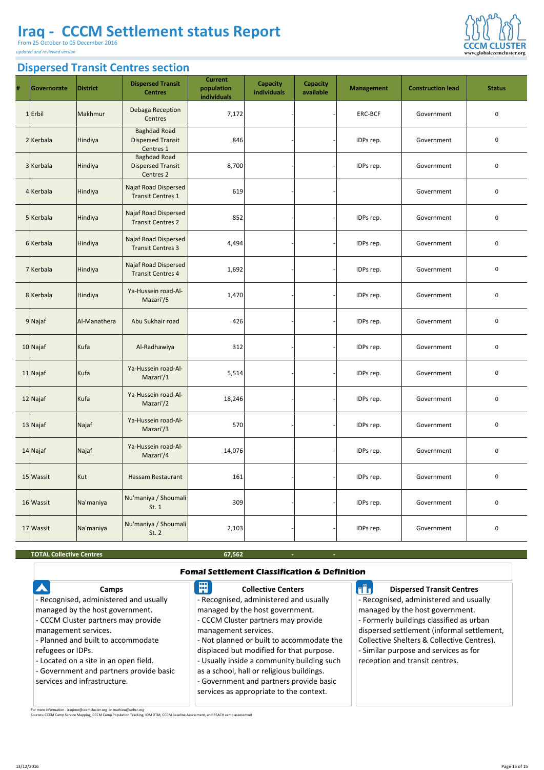# Iraq - CCCM Settlement status Report

From 25 October to 05 December 2016

*updated and reviewed version*

## Dispersed Transit Centres section

| # | Governorate | District | Dispersed Transit Centres | Current population individuals | Capacity individuals | Capacity available | Management | Construction lead | Status |
|---|---|---|---|---|---|---|---|---|---|
| 1 | Erbil | Makhmur | Debaga Reception Centres | 7,172 | - | - | ERC-BCF | Government | 0 |
| 2 | Kerbala | Hindiya | Baghdad Road Dispersed Transit Centres 1 | 846 | - | - | IDPs rep. | Government | 0 |
| 3 | Kerbala | Hindiya | Baghdad Road Dispersed Transit Centres 2 | 8,700 | - | - | IDPs rep. | Government | 0 |
| 4 | Kerbala | Hindiya | Najaf Road Dispersed Transit Centres 1 | 619 | - | - | | Government | 0 |
| 5 | Kerbala | Hindiya | Najaf Road Dispersed Transit Centres 2 | 852 | - | - | IDPs rep. | Government | 0 |
| 6 | Kerbala | Hindiya | Najaf Road Dispersed Transit Centres 3 | 4,494 | - | - | IDPs rep. | Government | 0 |
| 7 | Kerbala | Hindiya | Najaf Road Dispersed Transit Centres 4 | 1,692 | - | - | IDPs rep. | Government | 0 |
| 8 | Kerbala | Hindiya | Ya-Hussein road-Al-Mazari'/5 | 1,470 | - | - | IDPs rep. | Government | 0 |
| 9 | Najaf | Al-Manathera | Abu Sukhair road | 426 | - | - | IDPs rep. | Government | 0 |
| 10 | Najaf | Kufa | Al-Radhawiya | 312 | - | - | IDPs rep. | Government | 0 |
| 11 | Najaf | Kufa | Ya-Hussein road-Al-Mazari'/1 | 5,514 | - | - | IDPs rep. | Government | 0 |
| 12 | Najaf | Kufa | Ya-Hussein road-Al-Mazari'/2 | 18,246 | - | - | IDPs rep. | Government | 0 |
| 13 | Najaf | Najaf | Ya-Hussein road-Al-Mazari'/3 | 570 | - | - | IDPs rep. | Government | 0 |
| 14 | Najaf | Najaf | Ya-Hussein road-Al-Mazari'/4 | 14,076 | - | - | IDPs rep. | Government | 0 |
| 15 | Wassit | Kut | Hassam Restaurant | 161 | - | - | IDPs rep. | Government | 0 |
| 16 | Wassit | Na'maniya | Nu'maniya / Shoumali St. 1 | 309 | - | - | IDPs rep. | Government | 0 |
| 17 | Wassit | Na'maniya | Nu'maniya / Shoumali St. 2 | 2,103 | - | - | IDPs rep. | Government | 0 |
| | **TOTAL Collective Centres** | | | **67,562** | **-** | **-** | | | |

### Fomal Settlement Classification & Definition

**Camps**

- Recognised, administered and usually managed by the host government.
- CCCM Cluster partners may provide management services.
- Planned and built to accommodate refugees or IDPs.
- Located on a site in an open field.
- Government and partners provide basic services and infrastructure.

**Collective Centers**

- Recognised, administered and usually managed by the host government.
- CCCM Cluster partners may provide management services.
- Not planned or built to accommodate the displaced but modified for that purpose.
- Usually inside a community building such as a school, hall or religious buildings.
- Government and partners provide basic services as appropriate to the context.

**Dispersed Transit Centres**

- Recognised, administered and usually managed by the host government.
- Formerly buildings classified as urban dispersed settlement (informal settlement, Collective Shelters & Collective Centres).
- Similar purpose and services as for reception and transit centres.

For more information - iraqimo@cccmcluster.org or mathieu@unhcr.org

Sources: CCCM Camp Service Mapping, CCCM Camp Population Tracking, IOM DTM, CCCM Baseline Assessment, and REACH camp assessment